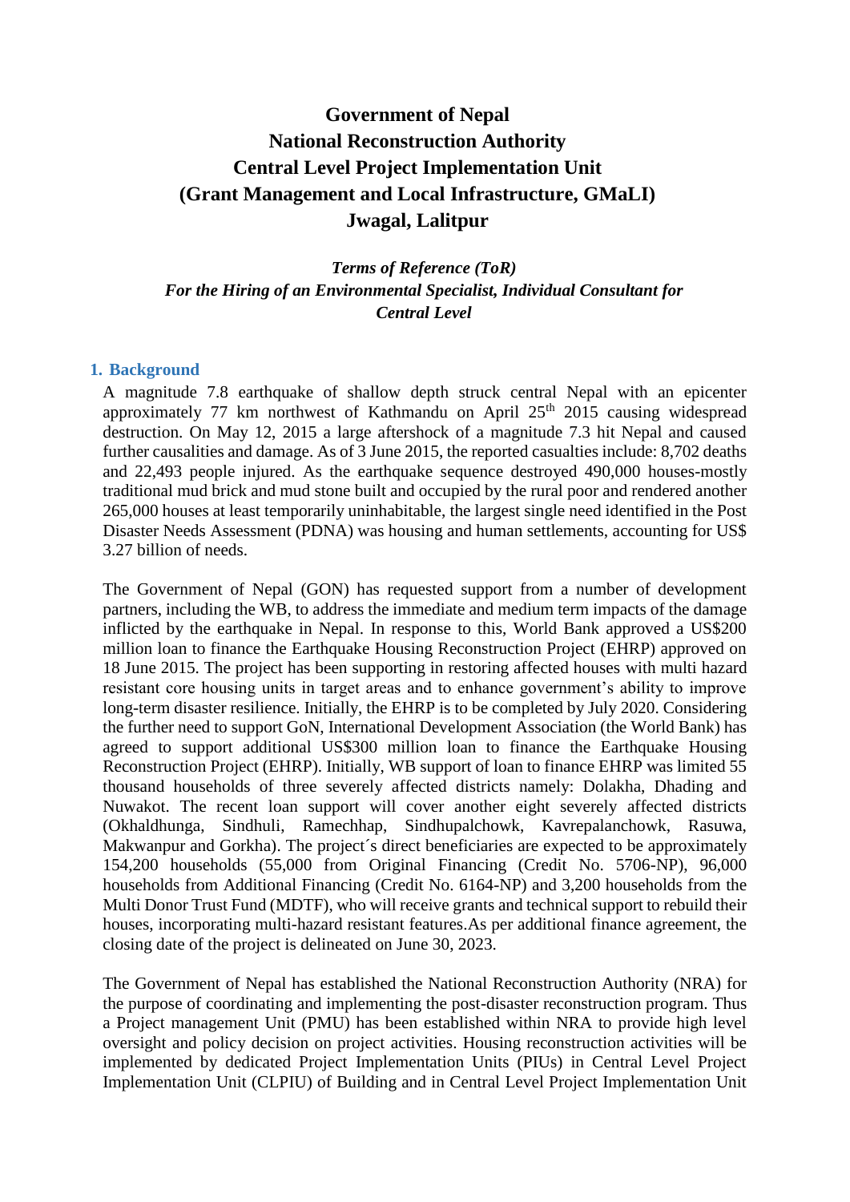# Government of Nepal
# National Reconstruction Authority
# Central Level Project Implementation Unit
# (Grant Management and Local Infrastructure, GMaLI)
# Jwagal, Lalitpur

***Terms of Reference (ToR)***
***For the Hiring of an Environmental Specialist, Individual Consultant for Central Level***

## 1. Background

A magnitude 7.8 earthquake of shallow depth struck central Nepal with an epicenter approximately 77 km northwest of Kathmandu on April 25th 2015 causing widespread destruction. On May 12, 2015 a large aftershock of a magnitude 7.3 hit Nepal and caused further causalities and damage. As of 3 June 2015, the reported casualties include: 8,702 deaths and 22,493 people injured. As the earthquake sequence destroyed 490,000 houses-mostly traditional mud brick and mud stone built and occupied by the rural poor and rendered another 265,000 houses at least temporarily uninhabitable, the largest single need identified in the Post Disaster Needs Assessment (PDNA) was housing and human settlements, accounting for US$ 3.27 billion of needs.

The Government of Nepal (GON) has requested support from a number of development partners, including the WB, to address the immediate and medium term impacts of the damage inflicted by the earthquake in Nepal. In response to this, World Bank approved a US$200 million loan to finance the Earthquake Housing Reconstruction Project (EHRP) approved on 18 June 2015. The project has been supporting in restoring affected houses with multi hazard resistant core housing units in target areas and to enhance government's ability to improve long-term disaster resilience. Initially, the EHRP is to be completed by July 2020. Considering the further need to support GoN, International Development Association (the World Bank) has agreed to support additional US$300 million loan to finance the Earthquake Housing Reconstruction Project (EHRP). Initially, WB support of loan to finance EHRP was limited 55 thousand households of three severely affected districts namely: Dolakha, Dhading and Nuwakot. The recent loan support will cover another eight severely affected districts (Okhaldhunga, Sindhuli, Ramechhap, Sindhupalchowk, Kavrepalanchowk, Rasuwa, Makwanpur and Gorkha). The project´s direct beneficiaries are expected to be approximately 154,200 households (55,000 from Original Financing (Credit No. 5706-NP), 96,000 households from Additional Financing (Credit No. 6164-NP) and 3,200 households from the Multi Donor Trust Fund (MDTF), who will receive grants and technical support to rebuild their houses, incorporating multi-hazard resistant features.As per additional finance agreement, the closing date of the project is delineated on June 30, 2023.

The Government of Nepal has established the National Reconstruction Authority (NRA) for the purpose of coordinating and implementing the post-disaster reconstruction program. Thus a Project management Unit (PMU) has been established within NRA to provide high level oversight and policy decision on project activities. Housing reconstruction activities will be implemented by dedicated Project Implementation Units (PIUs) in Central Level Project Implementation Unit (CLPIU) of Building and in Central Level Project Implementation Unit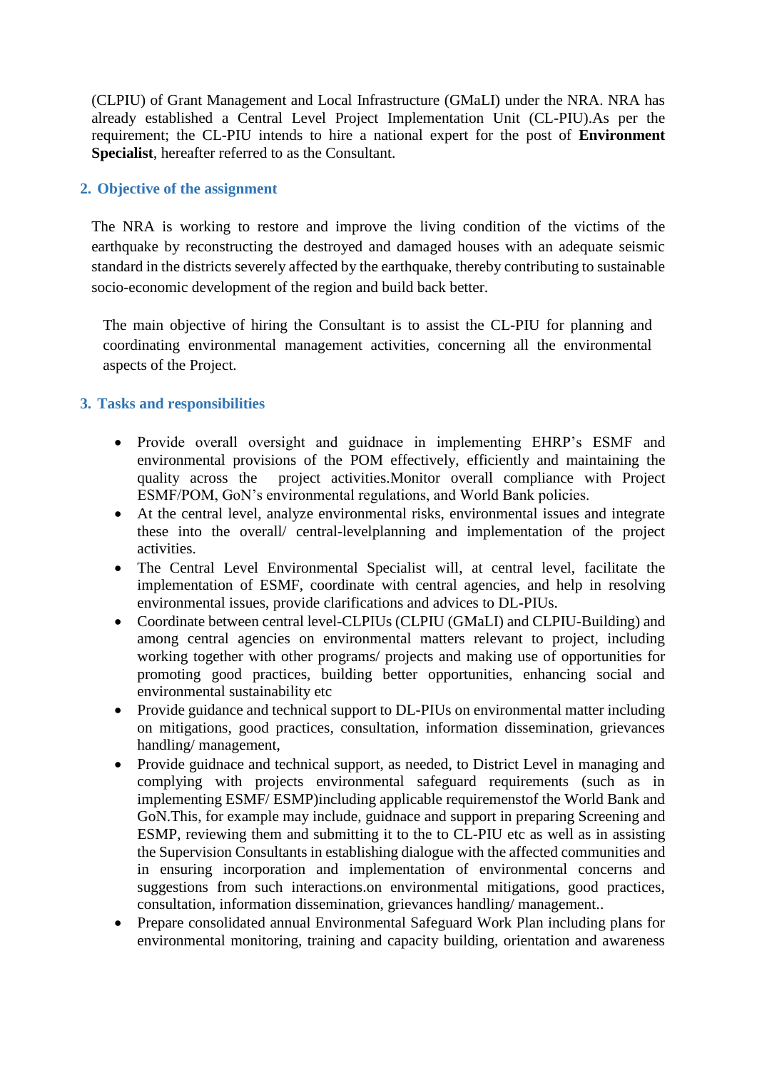(CLPIU) of Grant Management and Local Infrastructure (GMaLI) under the NRA. NRA has already established a Central Level Project Implementation Unit (CL-PIU).As per the requirement; the CL-PIU intends to hire a national expert for the post of **Environment Specialist**, hereafter referred to as the Consultant.

## 2. Objective of the assignment

The NRA is working to restore and improve the living condition of the victims of the earthquake by reconstructing the destroyed and damaged houses with an adequate seismic standard in the districts severely affected by the earthquake, thereby contributing to sustainable socio-economic development of the region and build back better.

The main objective of hiring the Consultant is to assist the CL-PIU for planning and coordinating environmental management activities, concerning all the environmental aspects of the Project.

## 3. Tasks and responsibilities

- Provide overall oversight and guidnace in implementing EHRP's ESMF and environmental provisions of the POM effectively, efficiently and maintaining the quality across the project activities.Monitor overall compliance with Project ESMF/POM, GoN's environmental regulations, and World Bank policies.
- At the central level, analyze environmental risks, environmental issues and integrate these into the overall/ central-levelplanning and implementation of the project activities.
- The Central Level Environmental Specialist will, at central level, facilitate the implementation of ESMF, coordinate with central agencies, and help in resolving environmental issues, provide clarifications and advices to DL-PIUs.
- Coordinate between central level-CLPIUs (CLPIU (GMaLI) and CLPIU-Building) and among central agencies on environmental matters relevant to project, including working together with other programs/ projects and making use of opportunities for promoting good practices, building better opportunities, enhancing social and environmental sustainability etc
- Provide guidance and technical support to DL-PIUs on environmental matter including on mitigations, good practices, consultation, information dissemination, grievances handling/ management,
- Provide guidnace and technical support, as needed, to District Level in managing and complying with projects environmental safeguard requirements (such as in implementing ESMF/ ESMP)including applicable requiremenstof the World Bank and GoN.This, for example may include, guidnace and support in preparing Screening and ESMP, reviewing them and submitting it to the to CL-PIU etc as well as in assisting the Supervision Consultants in establishing dialogue with the affected communities and in ensuring incorporation and implementation of environmental concerns and suggestions from such interactions.on environmental mitigations, good practices, consultation, information dissemination, grievances handling/ management..
- Prepare consolidated annual Environmental Safeguard Work Plan including plans for environmental monitoring, training and capacity building, orientation and awareness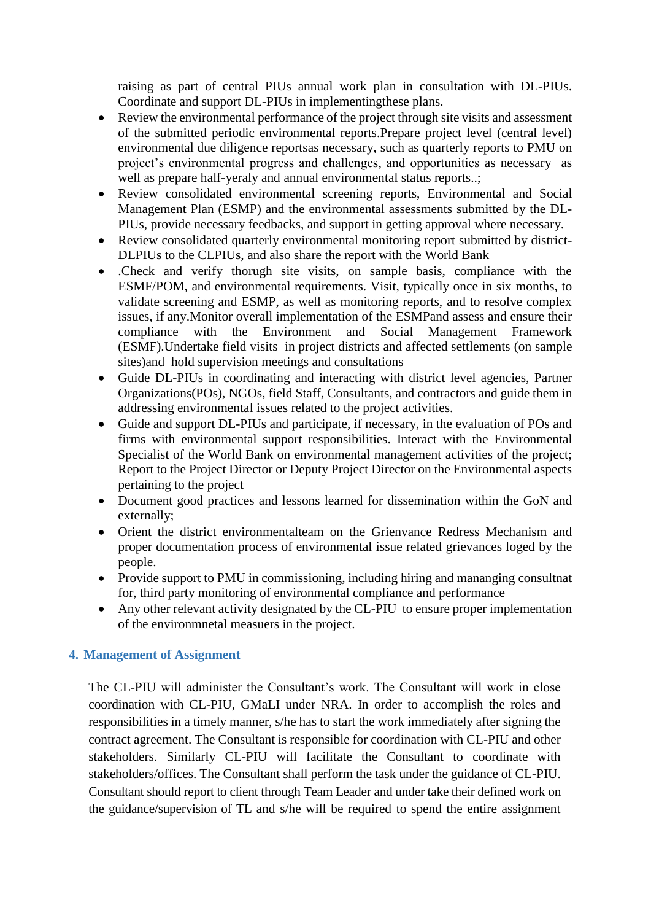raising as part of central PIUs annual work plan in consultation with DL-PIUs. Coordinate and support DL-PIUs in implementingthese plans.

- Review the environmental performance of the project through site visits and assessment of the submitted periodic environmental reports.Prepare project level (central level) environmental due diligence reportsas necessary, such as quarterly reports to PMU on project's environmental progress and challenges, and opportunities as necessary as well as prepare half-yeraly and annual environmental status reports..;
- Review consolidated environmental screening reports, Environmental and Social Management Plan (ESMP) and the environmental assessments submitted by the DL-PIUs, provide necessary feedbacks, and support in getting approval where necessary.
- Review consolidated quarterly environmental monitoring report submitted by district-DLPIUs to the CLPIUs, and also share the report with the World Bank
- .Check and verify thorugh site visits, on sample basis, compliance with the ESMF/POM, and environmental requirements. Visit, typically once in six months, to validate screening and ESMP, as well as monitoring reports, and to resolve complex issues, if any.Monitor overall implementation of the ESMPand assess and ensure their compliance with the Environment and Social Management Framework (ESMF).Undertake field visits in project districts and affected settlements (on sample sites)and hold supervision meetings and consultations
- Guide DL-PIUs in coordinating and interacting with district level agencies, Partner Organizations(POs), NGOs, field Staff, Consultants, and contractors and guide them in addressing environmental issues related to the project activities.
- Guide and support DL-PIUs and participate, if necessary, in the evaluation of POs and firms with environmental support responsibilities. Interact with the Environmental Specialist of the World Bank on environmental management activities of the project; Report to the Project Director or Deputy Project Director on the Environmental aspects pertaining to the project
- Document good practices and lessons learned for dissemination within the GoN and externally;
- Orient the district environmentalteam on the Grienvance Redress Mechanism and proper documentation process of environmental issue related grievances loged by the people.
- Provide support to PMU in commissioning, including hiring and mananging consultnat for, third party monitoring of environmental compliance and performance
- Any other relevant activity designated by the CL-PIU to ensure proper implementation of the environmnetal measuers in the project.

## 4. Management of Assignment

The CL-PIU will administer the Consultant's work. The Consultant will work in close coordination with CL-PIU, GMaLI under NRA. In order to accomplish the roles and responsibilities in a timely manner, s/he has to start the work immediately after signing the contract agreement. The Consultant is responsible for coordination with CL-PIU and other stakeholders. Similarly CL-PIU will facilitate the Consultant to coordinate with stakeholders/offices. The Consultant shall perform the task under the guidance of CL-PIU. Consultant should report to client through Team Leader and under take their defined work on the guidance/supervision of TL and s/he will be required to spend the entire assignment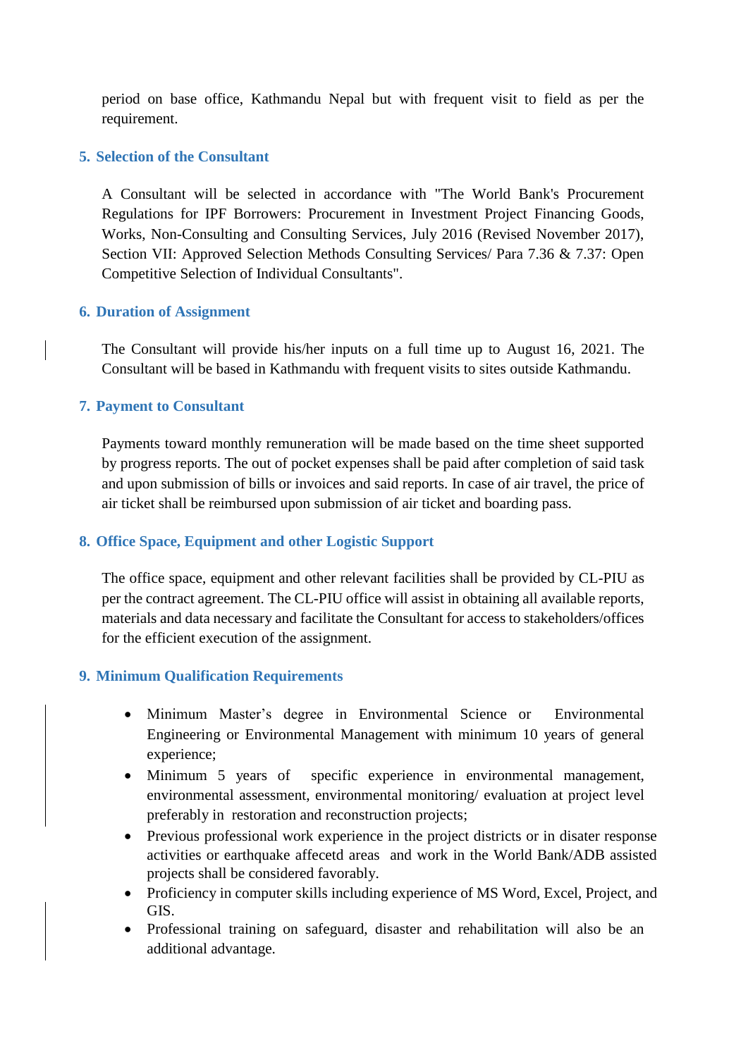period on base office, Kathmandu Nepal but with frequent visit to field as per the requirement.

## 5. Selection of the Consultant

A Consultant will be selected in accordance with "The World Bank's Procurement Regulations for IPF Borrowers: Procurement in Investment Project Financing Goods, Works, Non-Consulting and Consulting Services, July 2016 (Revised November 2017), Section VII: Approved Selection Methods Consulting Services/ Para 7.36 & 7.37: Open Competitive Selection of Individual Consultants".

## 6. Duration of Assignment

The Consultant will provide his/her inputs on a full time up to August 16, 2021. The Consultant will be based in Kathmandu with frequent visits to sites outside Kathmandu.

## 7. Payment to Consultant

Payments toward monthly remuneration will be made based on the time sheet supported by progress reports. The out of pocket expenses shall be paid after completion of said task and upon submission of bills or invoices and said reports. In case of air travel, the price of air ticket shall be reimbursed upon submission of air ticket and boarding pass.

## 8. Office Space, Equipment and other Logistic Support

The office space, equipment and other relevant facilities shall be provided by CL-PIU as per the contract agreement. The CL-PIU office will assist in obtaining all available reports, materials and data necessary and facilitate the Consultant for access to stakeholders/offices for the efficient execution of the assignment.

## 9. Minimum Qualification Requirements

- Minimum Master's degree in Environmental Science or Environmental Engineering or Environmental Management with minimum 10 years of general experience;
- Minimum 5 years of specific experience in environmental management, environmental assessment, environmental monitoring/ evaluation at project level preferably in restoration and reconstruction projects;
- Previous professional work experience in the project districts or in disater response activities or earthquake affecetd areas and work in the World Bank/ADB assisted projects shall be considered favorably.
- Proficiency in computer skills including experience of MS Word, Excel, Project, and GIS.
- Professional training on safeguard, disaster and rehabilitation will also be an additional advantage.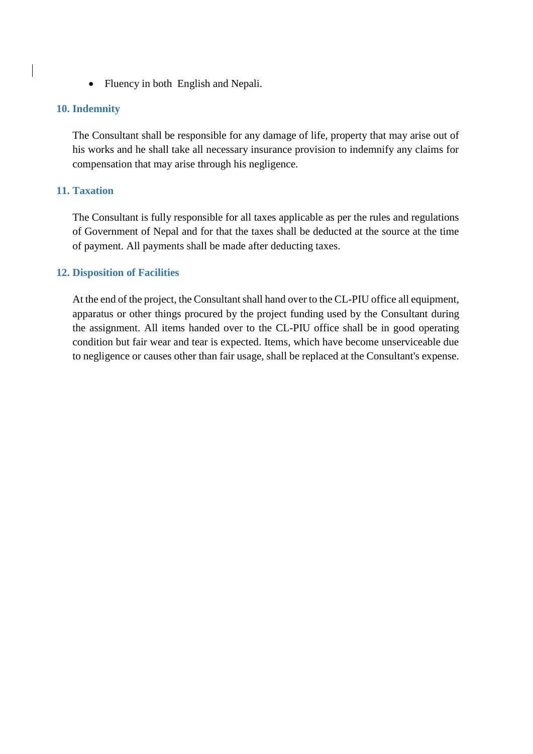- Fluency in both English and Nepali.

## 10. Indemnity

The Consultant shall be responsible for any damage of life, property that may arise out of his works and he shall take all necessary insurance provision to indemnify any claims for compensation that may arise through his negligence.

## 11. Taxation

The Consultant is fully responsible for all taxes applicable as per the rules and regulations of Government of Nepal and for that the taxes shall be deducted at the source at the time of payment. All payments shall be made after deducting taxes.

## 12. Disposition of Facilities

At the end of the project, the Consultant shall hand over to the CL-PIU office all equipment, apparatus or other things procured by the project funding used by the Consultant during the assignment. All items handed over to the CL-PIU office shall be in good operating condition but fair wear and tear is expected. Items, which have become unserviceable due to negligence or causes other than fair usage, shall be replaced at the Consultant's expense.